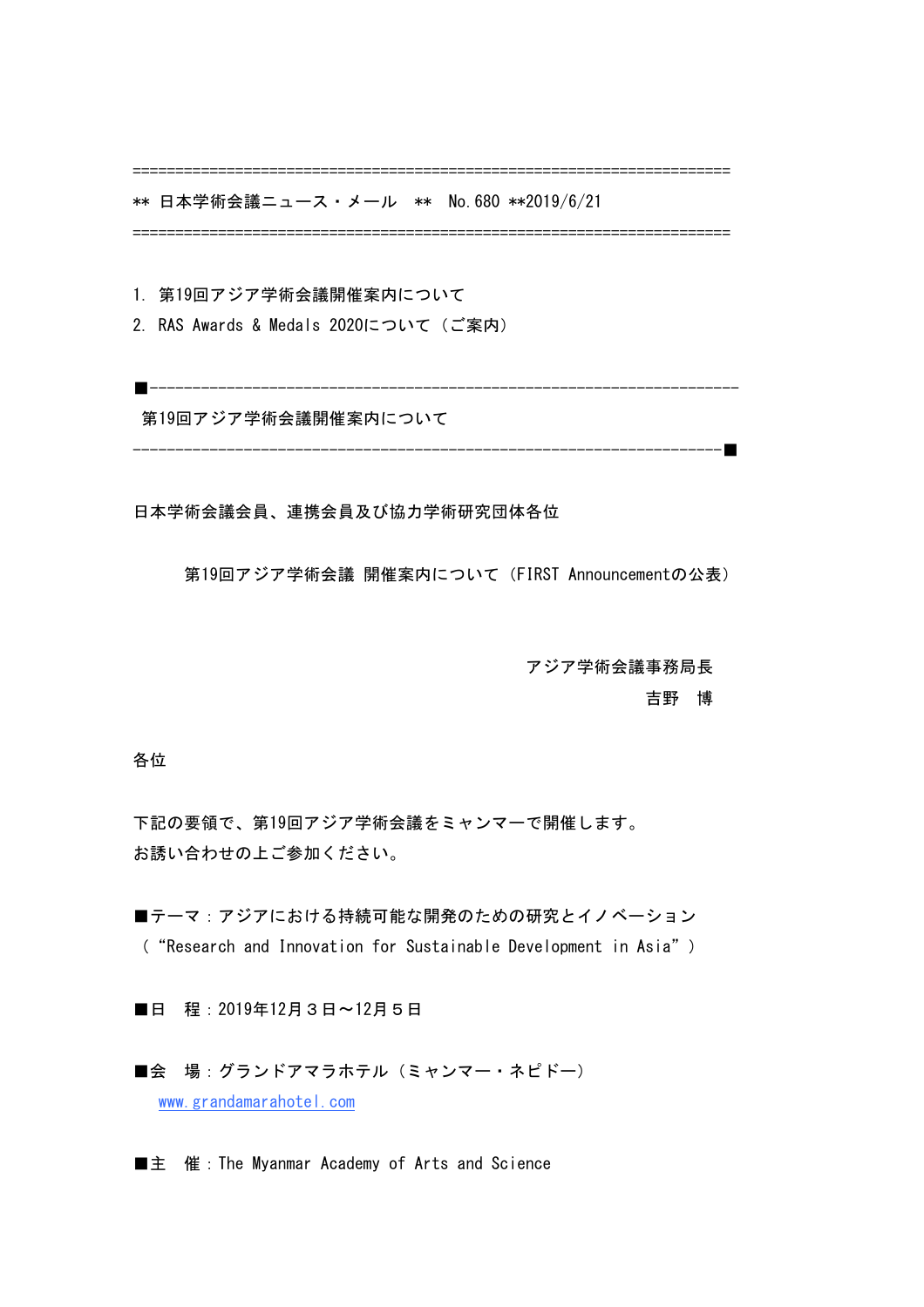======================================================================

** 日本学術会議ニュース・メール　**　No.680 **2019/6/21

======================================================================

1. 第19回アジア学術会議開催案内について
2. RAS Awards & Medals 2020について（ご案内）

■----------------------------------------------------------------------

第19回アジア学術会議開催案内について

----------------------------------------------------------------------■

日本学術会議会員、連携会員及び協力学術研究団体各位

第19回アジア学術会議 開催案内について（FIRST Announcementの公表）

アジア学術会議事務局長
吉野　博

各位

下記の要領で、第19回アジア学術会議をミャンマーで開催します。
お誘い合わせの上ご参加ください。

■テーマ：アジアにおける持続可能な開発のための研究とイノベーション
（“Research and Innovation for Sustainable Development in Asia”）

■日　程：2019年12月３日～12月５日

■会　場：グランドアマラホテル（ミャンマー・ネピドー）
www.grandamarahotel.com

■主　催：The Myanmar Academy of Arts and Science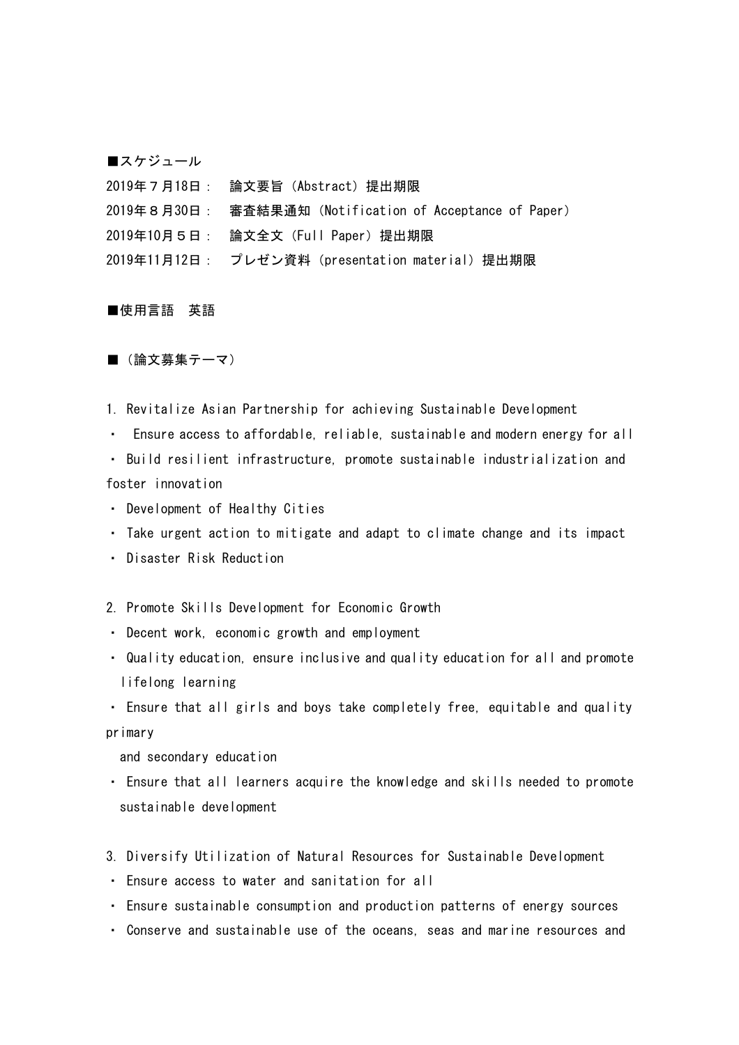■スケジュール

2019年７月18日： 論文要旨（Abstract）提出期限

2019年８月30日： 審査結果通知（Notification of Acceptance of Paper）

2019年10月５日： 論文全文（Full Paper）提出期限

2019年11月12日： プレゼン資料（presentation material）提出期限

■使用言語　英語

■（論文募集テーマ）

1. Revitalize Asian Partnership for achieving Sustainable Development
- Ensure access to affordable, reliable, sustainable and modern energy for all
- Build resilient infrastructure, promote sustainable industrialization and foster innovation
- Development of Healthy Cities
- Take urgent action to mitigate and adapt to climate change and its impact
- Disaster Risk Reduction

2. Promote Skills Development for Economic Growth
- Decent work, economic growth and employment
- Quality education, ensure inclusive and quality education for all and promote lifelong learning
- Ensure that all girls and boys take completely free, equitable and quality primary and secondary education
- Ensure that all learners acquire the knowledge and skills needed to promote sustainable development

3. Diversify Utilization of Natural Resources for Sustainable Development
- Ensure access to water and sanitation for all
- Ensure sustainable consumption and production patterns of energy sources
- Conserve and sustainable use of the oceans, seas and marine resources and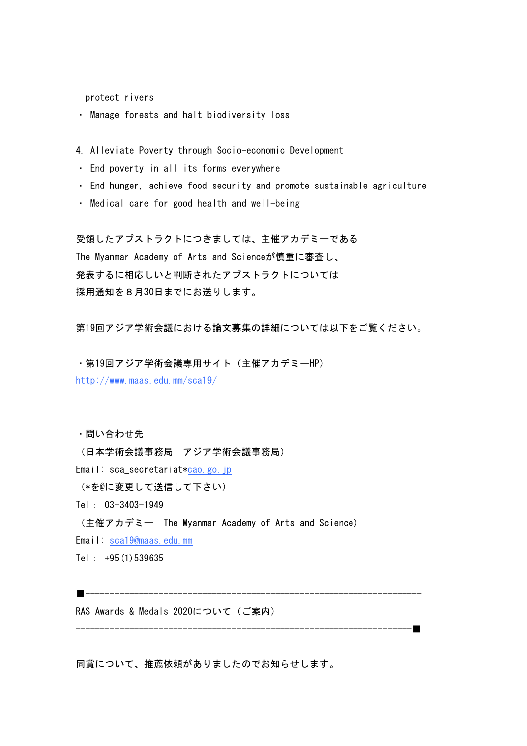protect rivers

・ Manage forests and halt biodiversity loss

4. Alleviate Poverty through Socio-economic Development

・ End poverty in all its forms everywhere

・ End hunger, achieve food security and promote sustainable agriculture

・ Medical care for good health and well-being

受領したアブストラクトにつきましては、主催アカデミーである
The Myanmar Academy of Arts and Scienceが慎重に審査し、
発表するに相応しいと判断されたアブストラクトについては
採用通知を８月30日までにお送りします。

第19回アジア学術会議における論文募集の詳細については以下をご覧ください。

・第19回アジア学術会議専用サイト（主催アカデミーHP）
http://www.maas.edu.mm/sca19/

・問い合わせ先
（日本学術会議事務局　アジア学術会議事務局）
Email: sca_secretariat*cao.go.jp
（*を@に変更して送信して下さい）
Tel： 03-3403-1949
（主催アカデミー　The Myanmar Academy of Arts and Science）
Email: sca19@maas.edu.mm
Tel： +95(1)539635

■---------------------------------------------------------------------
RAS Awards & Medals 2020について（ご案内）
---------------------------------------------------------------------■

同賞について、推薦依頼がありましたのでお知らせします。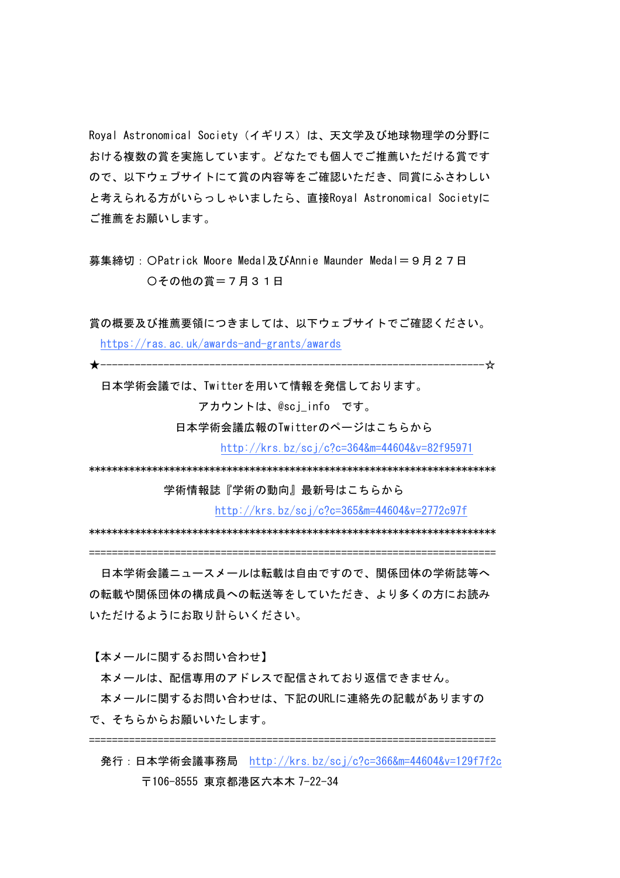Royal Astronomical Society（イギリス）は、天文学及び地球物理学の分野における複数の賞を実施しています。どなたでも個人でご推薦いただける賞ですので、以下ウェブサイトにて賞の内容等をご確認いただき、同賞にふさわしいと考えられる方がいらっしゃいましたら、直接Royal Astronomical Societyにご推薦をお願いします。

募集締切：〇Patrick Moore Medal及びAnnie Maunder Medal＝９月２７日
　　　　　〇その他の賞＝７月３１日

賞の概要及び推薦要領につきましては、以下ウェブサイトでご確認ください。
　https://ras.ac.uk/awards-and-grants/awards

★-------------------------------------------------------------------☆

日本学術会議では、Twitterを用いて情報を発信しております。
アカウントは、@scj_info　です。
日本学術会議広報のTwitterのページはこちらから
http://krs.bz/scj/c?c=364&m=44604&v=82f95971

**********************************************************************

学術情報誌『学術の動向』最新号はこちらから
http://krs.bz/scj/c?c=365&m=44604&v=2772c97f

**********************************************************************

======================================================================

日本学術会議ニュースメールは転載は自由ですので、関係団体の学術誌等への転載や関係団体の構成員への転送等をしていただき、より多くの方にお読みいただけるようにお取り計らいください。

【本メールに関するお問い合わせ】
本メールは、配信専用のアドレスで配信されており返信できません。
本メールに関するお問い合わせは、下記のURLに連絡先の記載がありますので、そちらからお願いいたします。

======================================================================

発行：日本学術会議事務局　http://krs.bz/scj/c?c=366&m=44604&v=129f7f2c
〒106-8555 東京都港区六本木 7-22-34